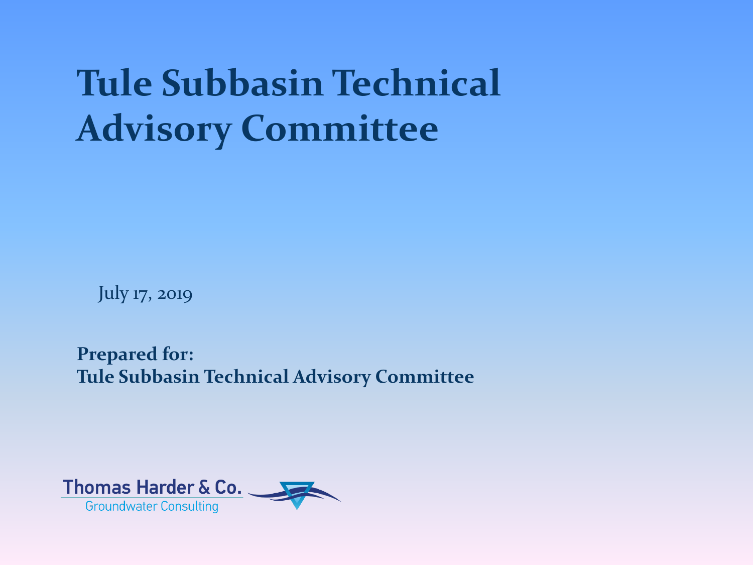# Tule Subbasin Technical Advisory Committee

July 17, 2019

**Prepared for:**
**Tule Subbasin Technical Advisory Committee**

Thomas Harder & Co.
Groundwater Consulting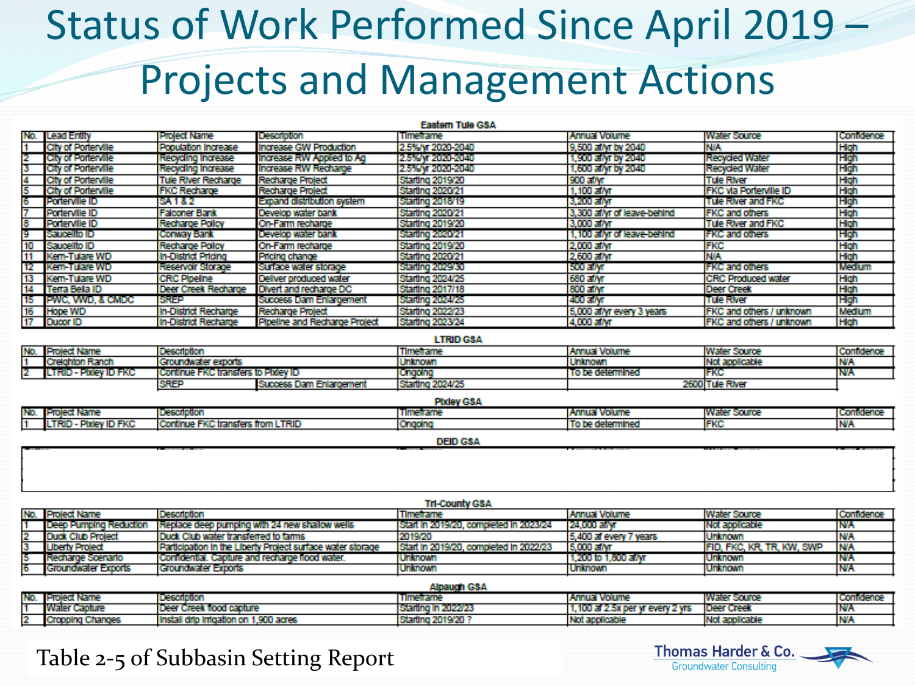# Status of Work Performed Since April 2019 – Projects and Management Actions

**Eastern Tule GSA**

| No. | Lead Entity | Project Name | Description | Timeframe | Annual Volume | Water Source | Confidence |
|---|---|---|---|---|---|---|---|
| 1 | City of Porterville | Population Increase | Increase GW Production | 2.5%/yr 2020-2040 | 9,500 af/yr by 2040 | N/A | High |
| 2 | City of Porterville | Recycling Increase | Increase RW Applied to Ag | 2.5%/yr 2020-2040 | 1,900 af/yr by 2040 | Recycled Water | High |
| 3 | City of Porterville | Recycling Increase | Increase RW Recharge | 2.5%/yr 2020-2040 | 1,600 af/yr by 2040 | Recycled Water | High |
| 4 | City of Porterville | Tule River Recharge | Recharge Project | Starting 2019/20 | 900 af/yr | Tule River | High |
| 5 | City of Porterville | FKC Recharge | Recharge Project | Starting 2020/21 | 1,100 af/yr | FKC via Porterville ID | High |
| 6 | Porterville ID | SA 1 & 2 | Expand distribution system | Starting 2018/19 | 3,200 af/yr | Tule River and FKC | High |
| 7 | Porterville ID | Falconer Bank | Develop water bank | Starting 2020/21 | 3,300 af/yr of leave-behind | FKC and others | High |
| 8 | Porterville ID | Recharge Policy | On-Farm recharge | Starting 2019/20 | 3,000 af/yr | Tule River and FKC | High |
| 9 | Saucelito ID | Conway Bank | Develop water bank | Starting 2020/21 | 1,100 af/yr of leave-behind | FKC and others | High |
| 10 | Saucelito ID | Recharge Policy | On-Farm recharge | Starting 2019/20 | 2,000 af/yr | FKC | High |
| 11 | Kern-Tulare WD | In-District Pricing | Pricing change | Starting 2020/21 | 2,600 af/yr | N/A | High |
| 12 | Kern-Tulare WD | Reservoir Storage | Surface water storage | Starting 2029/30 | 500 af/yr | FKC and others | Medium |
| 13 | Kern-Tulare WD | CRC Pipeline | Deliver produced water | Starting 2024/25 | 680 af/yr | CRC Produced water | High |
| 14 | Terra Bella ID | Deer Creek Recharge | Divert and recharge DC | Starting 2017/18 | 800 af/yr | Deer Creek | High |
| 15 | PWC, VWD, & CMDC | SREP | Success Dam Enlargement | Starting 2024/25 | 400 af/yr | Tule River | High |
| 16 | Hope WD | In-District Recharge | Recharge Project | Starting 2022/23 | 5,000 af/yr every 3 years | FKC and others / unknown | Medium |
| 17 | Ducor ID | In-District Recharge | Pipeline and Recharge Project | Starting 2023/24 | 4,000 af/yr | FKC and others / unknown | High |

**LTRID GSA**

| No. | Project Name | Description | | Timeframe | Annual Volume | Water Source | Confidence |
|---|---|---|---|---|---|---|---|
| 1 | Creighton Ranch | Groundwater exports | | Unknown | Unknown | Not applicable | N/A |
| 2 | LTRID - Pixley ID FKC | Continue FKC transfers to Pixley ID | | Ongoing | To be determined | FKC | N/A |
| | | SREP | Success Dam Enlargement | Starting 2024/25 | 2600 | Tule River | |

**Pixley GSA**

| No. | Project Name | Description | Timeframe | Annual Volume | Water Source | Confidence |
|---|---|---|---|---|---|---|
| 1 | LTRID - Pixley ID FKC | Continue FKC transfers from LTRID | Ongoing | To be determined | FKC | N/A |

**DEID GSA**

| Action | Description | Timeframe | Annual Volume | Water Source | Confidence |
|---|---|---|---|---|---|
| | | | | | |

**Tri-County GSA**

| No. | Project Name | Description | Timeframe | Annual Volume | Water Source | Confidence |
|---|---|---|---|---|---|---|
| 1 | Deep Pumping Reduction | Replace deep pumping with 24 new shallow wells | Start in 2019/20, completed in 2023/24 | 24,000 af/yr | Not applicable | N/A |
| 2 | Duck Club Project | Duck Club water transferred to farms | 2019/20 | 5,400 af every 7 years | Unknown | N/A |
| 3 | Liberty Project | Participation in the Liberty Project surface water storage | Start in 2019/20, completed in 2022/23 | 5,000 af/yr | FID, FKC, KR, TR, KW, SWP | N/A |
| 5 | Recharge Scenario | Confidential. Capture and recharge flood water. | Unknown | 1,200 to 1,800 af/yr | Unknown | N/A |
| 6 | Groundwater Exports | Groundwater Exports | Unknown | Unknown | Unknown | N/A |

**Alpaugh GSA**

| No. | Project Name | Description | Timeframe | Annual Volume | Water Source | Confidence |
|---|---|---|---|---|---|---|
| 1 | Water Capture | Deer Creek flood capture | Starting in 2022/23 | 1,100 af 2.5x per yr every 2 yrs | Deer Creek | N/A |
| 2 | Cropping Changes | Install drip irrigation on 1,900 acres | Starting 2019/20 ? | Not applicable | Not applicable | N/A |

Table 2-5 of Subbasin Setting Report

Thomas Harder & Co. Groundwater Consulting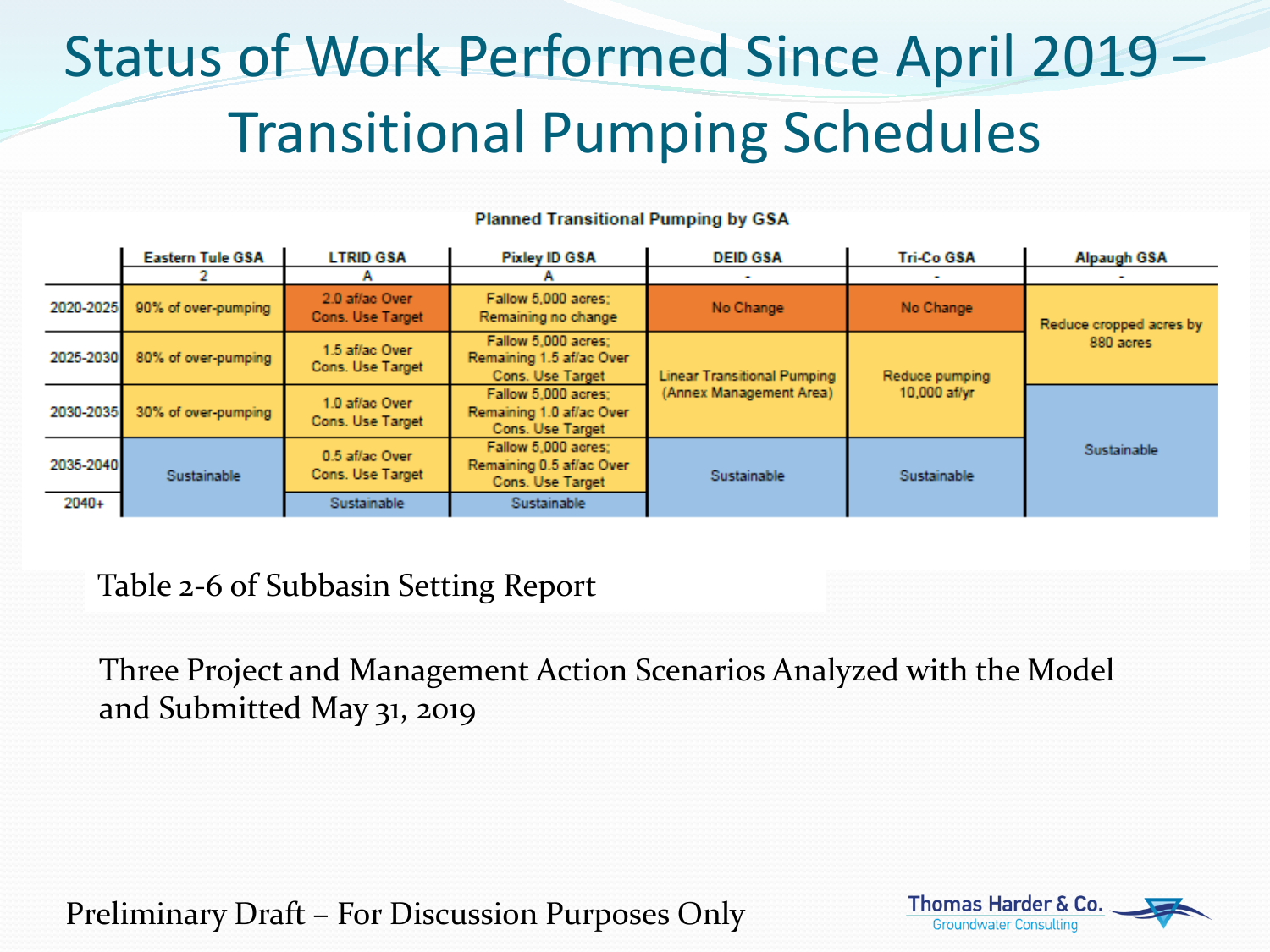# Status of Work Performed Since April 2019 – Transitional Pumping Schedules

**Planned Transitional Pumping by GSA**

| | Eastern Tule GSA | LTRID GSA | Pixley ID GSA | DEID GSA | Tri-Co GSA | Alpaugh GSA |
|---|---|---|---|---|---|---|
| | 2 | A | A | - | - | - |
| 2020-2025 | 90% of over-pumping | 2.0 af/ac Over Cons. Use Target | Fallow 5,000 acres; Remaining no change | No Change | No Change | Reduce cropped acres by 880 acres |
| 2025-2030 | 80% of over-pumping | 1.5 af/ac Over Cons. Use Target | Fallow 5,000 acres; Remaining 1.5 af/ac Over Cons. Use Target | Linear Transitional Pumping (Annex Management Area) | Reduce pumping 10,000 af/yr | Reduce cropped acres by 880 acres |
| 2030-2035 | 30% of over-pumping | 1.0 af/ac Over Cons. Use Target | Fallow 5,000 acres; Remaining 1.0 af/ac Over Cons. Use Target | Linear Transitional Pumping (Annex Management Area) | Reduce pumping 10,000 af/yr | Sustainable |
| 2035-2040 | Sustainable | 0.5 af/ac Over Cons. Use Target | Fallow 5,000 acres; Remaining 0.5 af/ac Over Cons. Use Target | Sustainable | Sustainable | Sustainable |
| 2040+ | Sustainable | Sustainable | Sustainable | Sustainable | Sustainable | Sustainable |

Table 2-6 of Subbasin Setting Report

Three Project and Management Action Scenarios Analyzed with the Model and Submitted May 31, 2019

Preliminary Draft – For Discussion Purposes Only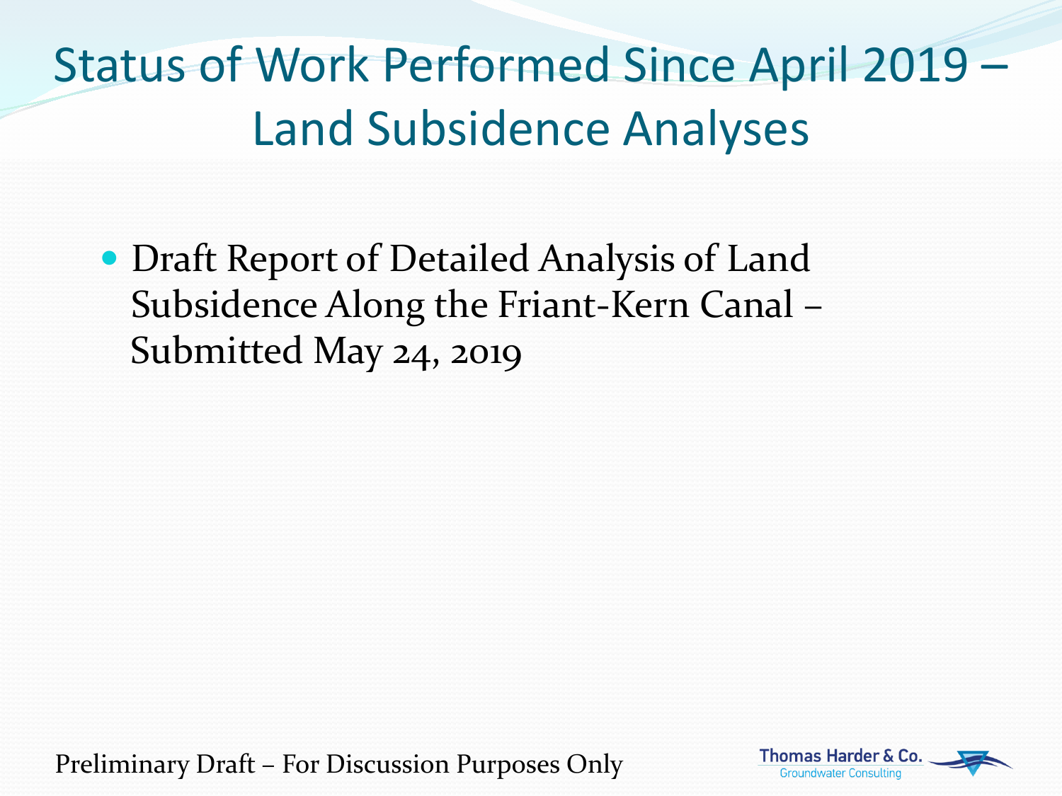# Status of Work Performed Since April 2019 – Land Subsidence Analyses

- Draft Report of Detailed Analysis of Land Subsidence Along the Friant-Kern Canal – Submitted May 24, 2019

Preliminary Draft – For Discussion Purposes Only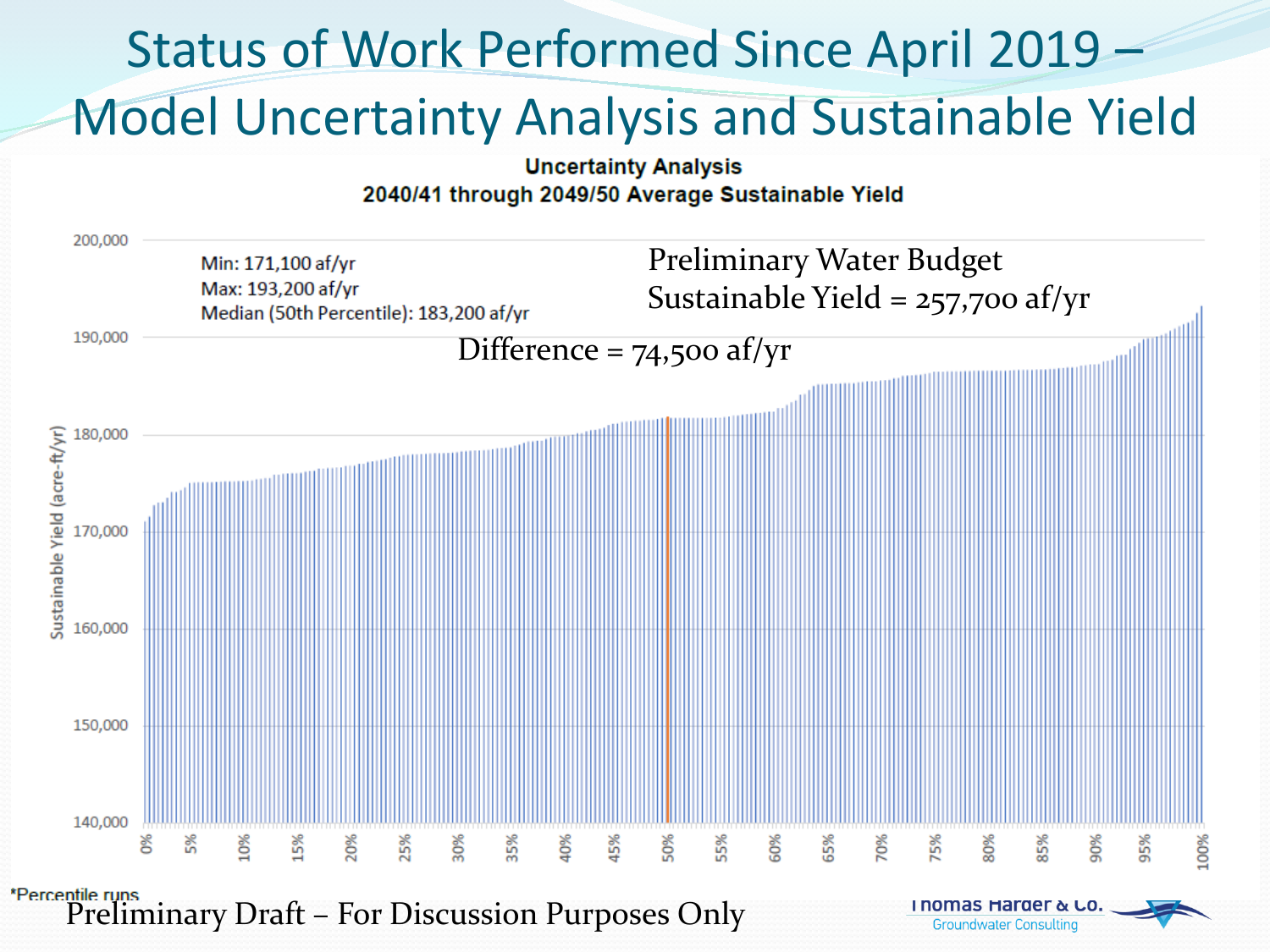# Status of Work Performed Since April 2019 – Model Uncertainty Analysis and Sustainable Yield

**Uncertainty Analysis**
**2040/41 through 2049/50 Average Sustainable Yield**

Min: 171,100 af/yr
Max: 193,200 af/yr
Median (50th Percentile): 183,200 af/yr

Preliminary Water Budget Sustainable Yield = 257,700 af/yr

Difference = 74,500 af/yr

*Percentile runs

Preliminary Draft – For Discussion Purposes Only

Thomas Harder & Co. Groundwater Consulting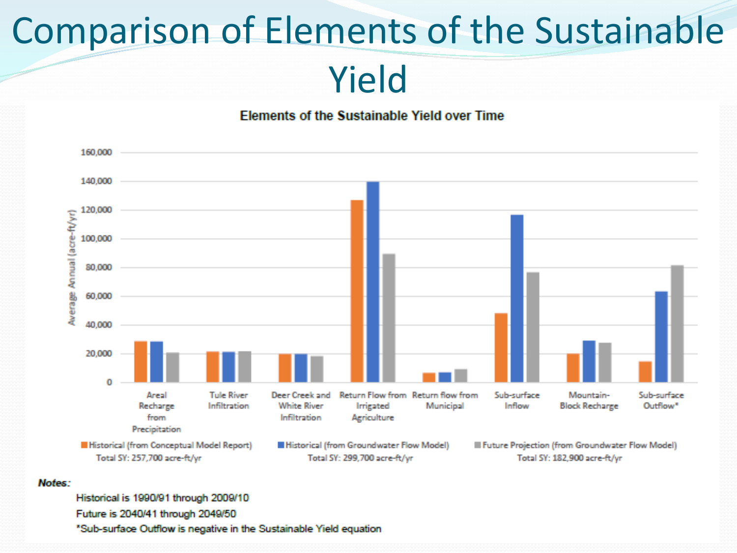# Comparison of Elements of the Sustainable Yield

**Elements of the Sustainable Yield over Time**

| Element | Historical (from Conceptual Model Report) | Historical (from Groundwater Flow Model) | Future Projection (from Groundwater Flow Model) |
|---|---|---|---|
| Areal Recharge from Precipitation | ~29,000 | ~29,000 | ~21,000 |
| Tule River Infiltration | ~21,500 | ~21,500 | ~22,000 |
| Deer Creek and White River Infiltration | ~20,000 | ~20,000 | ~18,500 |
| Return Flow from Irrigated Agriculture | ~127,000 | ~140,000 | ~90,000 |
| Return flow from Municipal | ~6,500 | ~7,000 | ~9,000 |
| Sub-surface Inflow | ~48,000 | ~117,000 | ~77,000 |
| Mountain-Block Recharge | ~20,000 | ~29,000 | ~28,000 |
| Sub-surface Outflow* | ~15,000 | ~63,000 | ~82,000 |

Y-axis: Average Annual (acre-ft/yr)

- Historical (from Conceptual Model Report) — Total SY: 257,700 acre-ft/yr
- Historical (from Groundwater Flow Model) — Total SY: 299,700 acre-ft/yr
- Future Projection (from Groundwater Flow Model) — Total SY: 182,900 acre-ft/yr

***Notes:***

Historical is 1990/91 through 2009/10

Future is 2040/41 through 2049/50

*Sub-surface Outflow is negative in the Sustainable Yield equation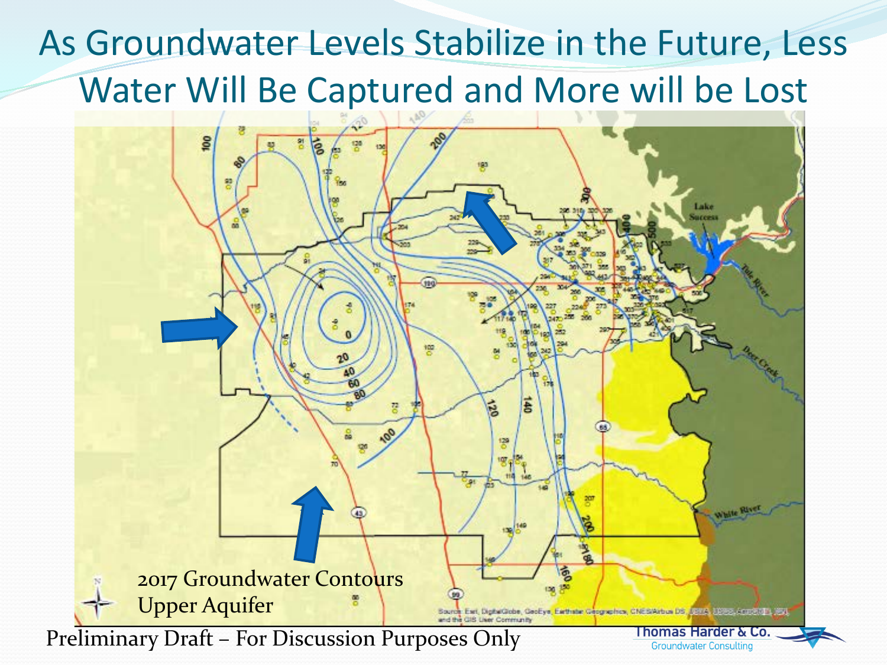# As Groundwater Levels Stabilize in the Future, Less Water Will Be Captured and More will be Lost

2017 Groundwater Contours
Upper Aquifer

Preliminary Draft – For Discussion Purposes Only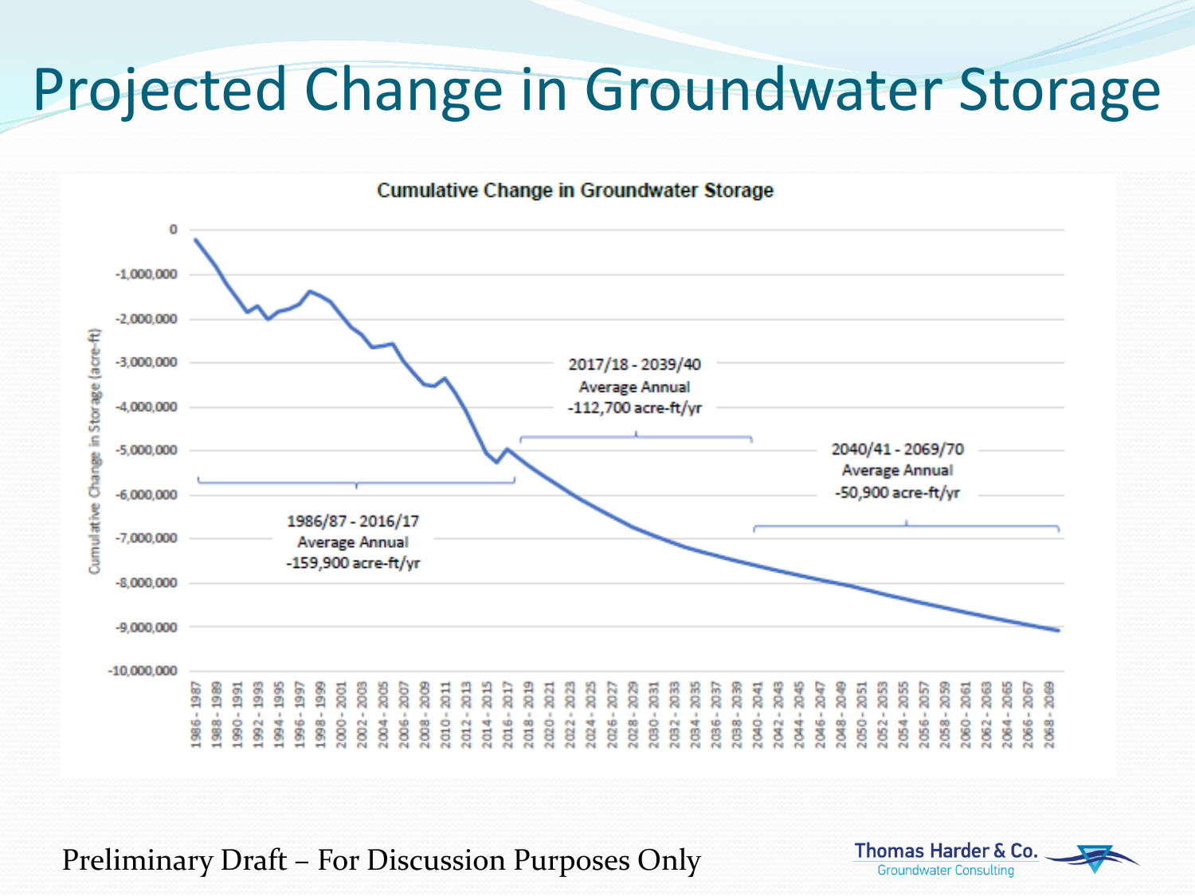# Projected Change in Groundwater Storage

**Cumulative Change in Groundwater Storage**

Cumulative Change in Storage (acre-ft)

1986/87 - 2016/17
Average Annual
-159,900 acre-ft/yr

2017/18 - 2039/40
Average Annual
-112,700 acre-ft/yr

2040/41 - 2069/70
Average Annual
-50,900 acre-ft/yr

Preliminary Draft – For Discussion Purposes Only

Thomas Harder & Co.
Groundwater Consulting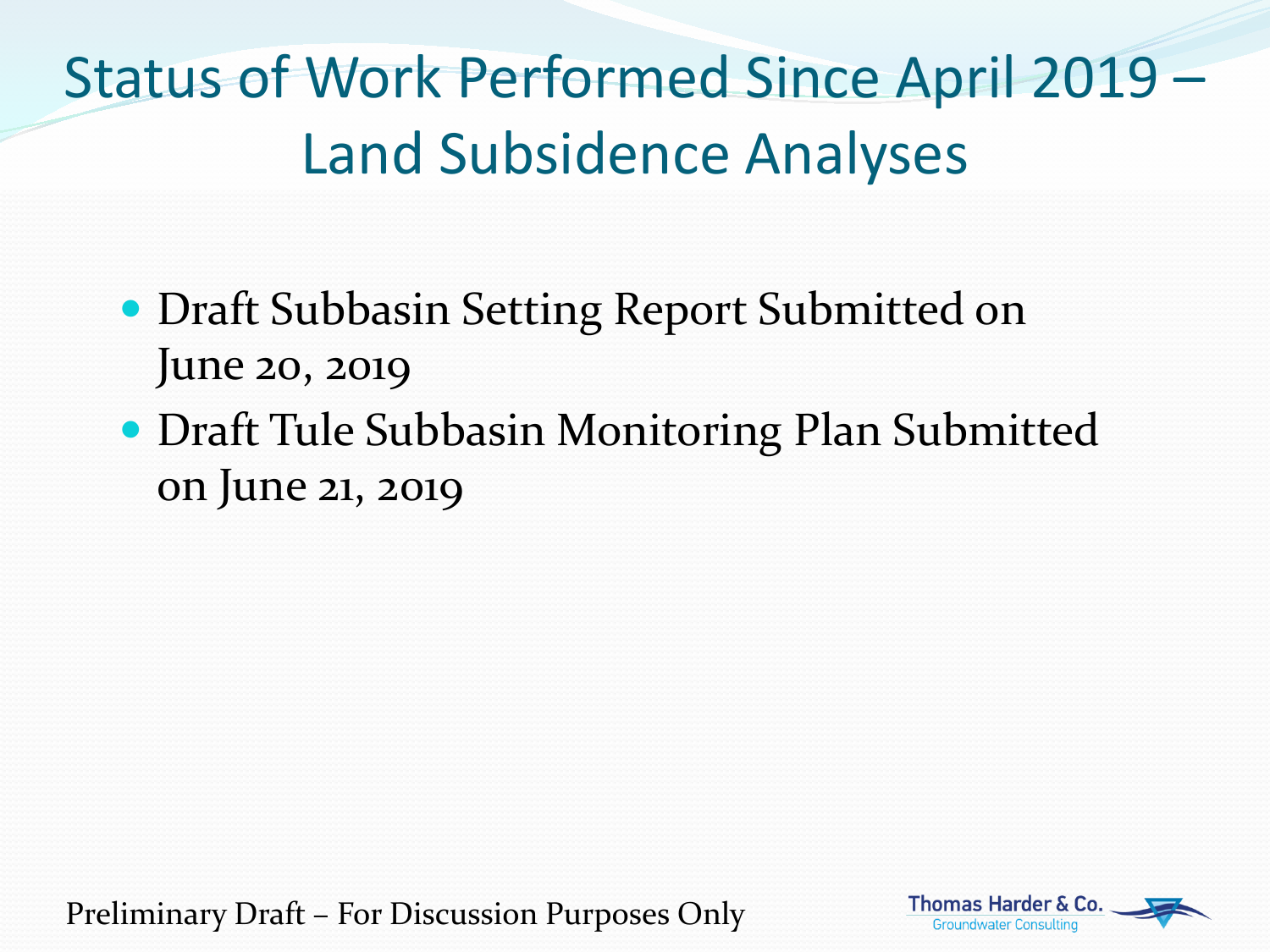# Status of Work Performed Since April 2019 – Land Subsidence Analyses

- Draft Subbasin Setting Report Submitted on June 20, 2019
- Draft Tule Subbasin Monitoring Plan Submitted on June 21, 2019

Preliminary Draft – For Discussion Purposes Only

Thomas Harder & Co.
Groundwater Consulting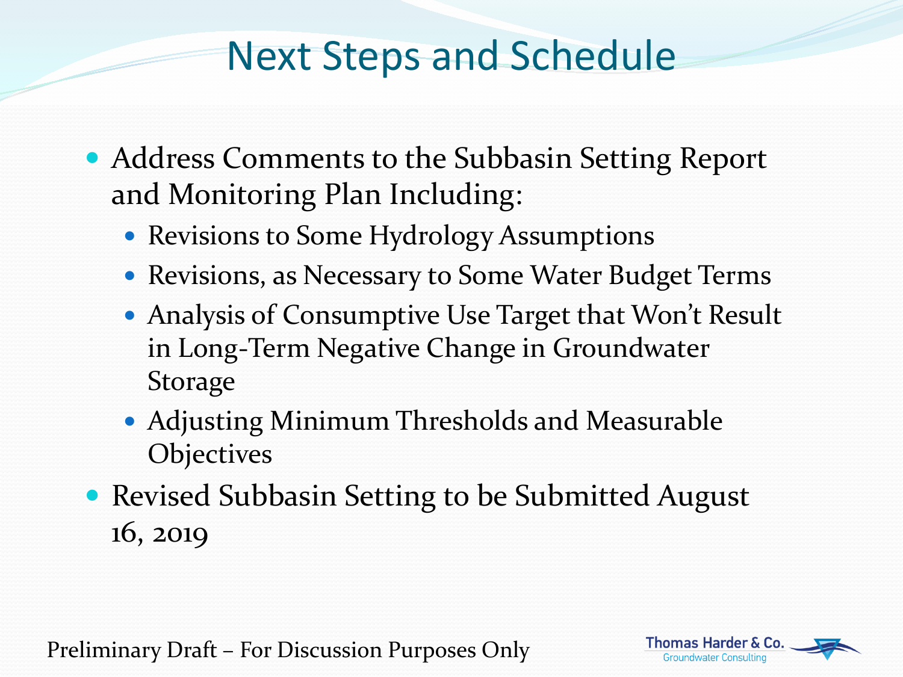# Next Steps and Schedule

- Address Comments to the Subbasin Setting Report and Monitoring Plan Including:
  - Revisions to Some Hydrology Assumptions
  - Revisions, as Necessary to Some Water Budget Terms
  - Analysis of Consumptive Use Target that Won't Result in Long-Term Negative Change in Groundwater Storage
  - Adjusting Minimum Thresholds and Measurable Objectives
- Revised Subbasin Setting to be Submitted August 16, 2019

Preliminary Draft – For Discussion Purposes Only

Thomas Harder & Co.
Groundwater Consulting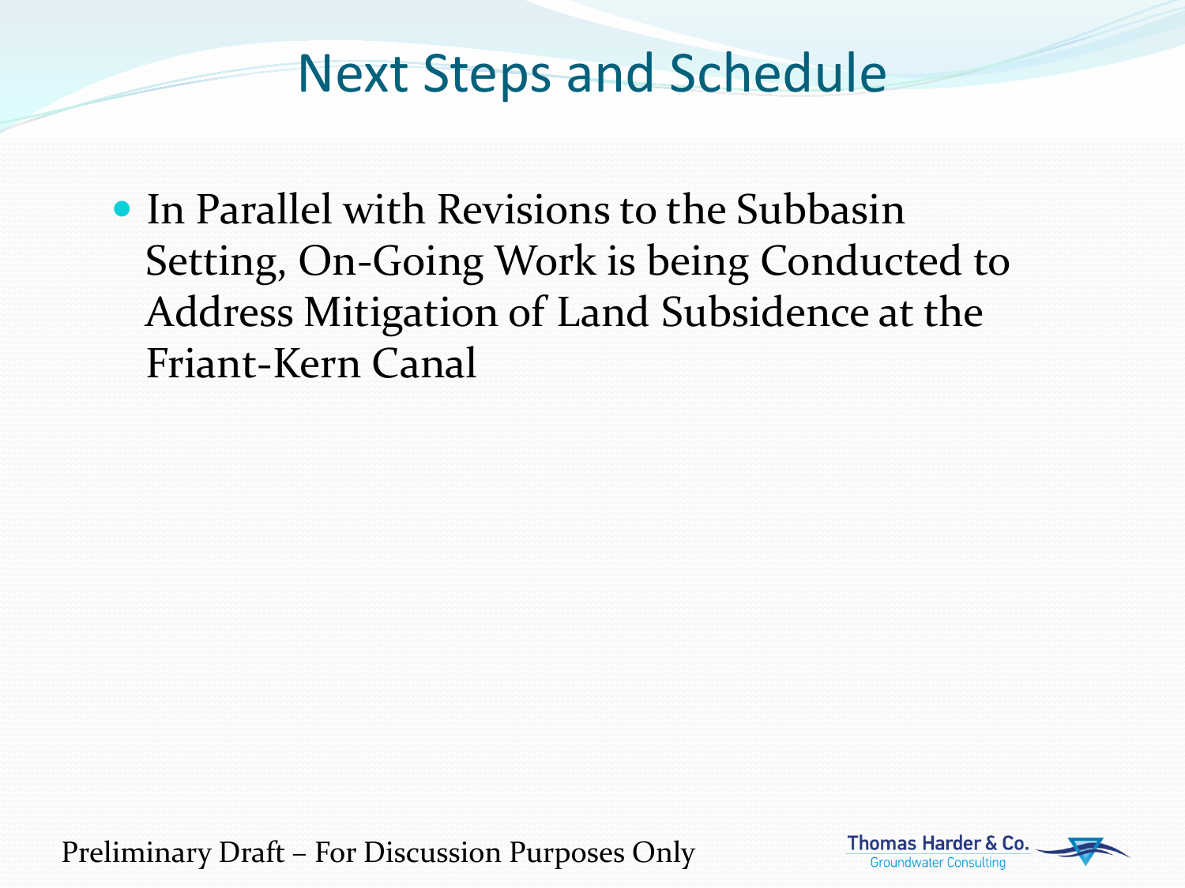# Next Steps and Schedule

- In Parallel with Revisions to the Subbasin Setting, On-Going Work is being Conducted to Address Mitigation of Land Subsidence at the Friant-Kern Canal

Preliminary Draft – For Discussion Purposes Only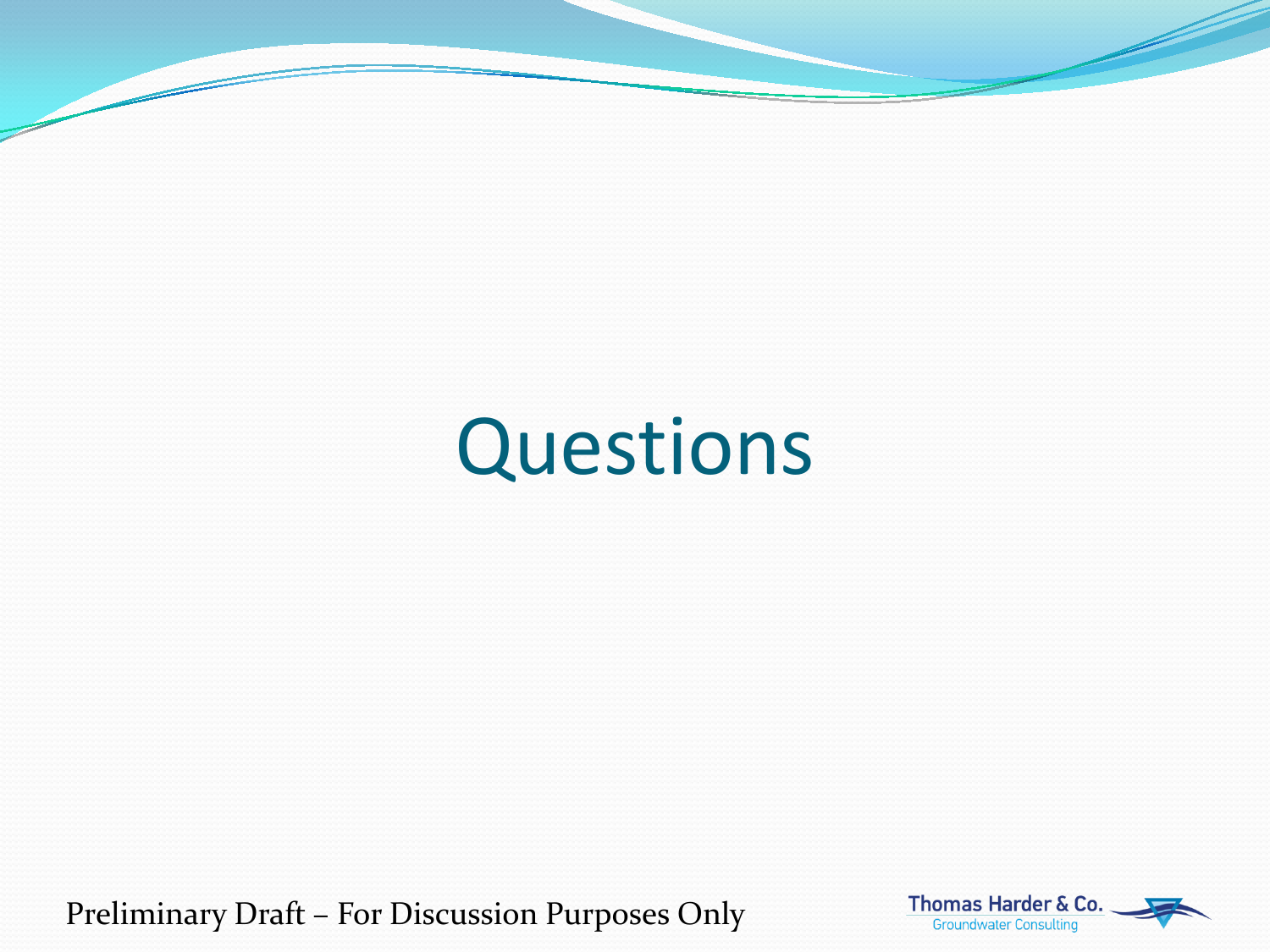# Questions